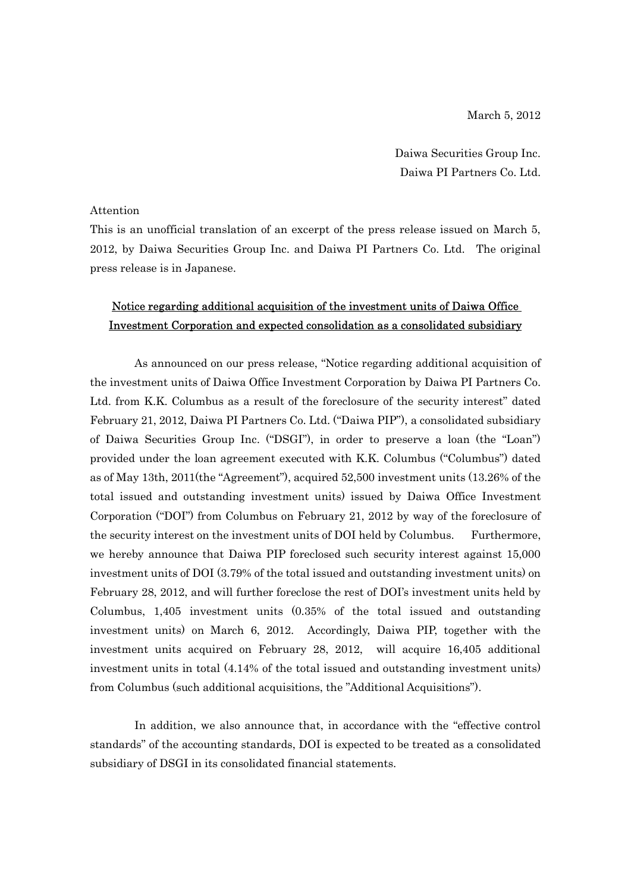March 5, 2012

Daiwa Securities Group Inc.
Daiwa PI Partners Co. Ltd.

Attention

This is an unofficial translation of an excerpt of the press release issued on March 5, 2012, by Daiwa Securities Group Inc. and Daiwa PI Partners Co. Ltd. The original press release is in Japanese.

## Notice regarding additional acquisition of the investment units of Daiwa Office Investment Corporation and expected consolidation as a consolidated subsidiary

As announced on our press release, "Notice regarding additional acquisition of the investment units of Daiwa Office Investment Corporation by Daiwa PI Partners Co. Ltd. from K.K. Columbus as a result of the foreclosure of the security interest" dated February 21, 2012, Daiwa PI Partners Co. Ltd. ("Daiwa PIP"), a consolidated subsidiary of Daiwa Securities Group Inc. ("DSGI"), in order to preserve a loan (the "Loan") provided under the loan agreement executed with K.K. Columbus ("Columbus") dated as of May 13th, 2011(the "Agreement"), acquired 52,500 investment units (13.26% of the total issued and outstanding investment units) issued by Daiwa Office Investment Corporation ("DOI") from Columbus on February 21, 2012 by way of the foreclosure of the security interest on the investment units of DOI held by Columbus. Furthermore, we hereby announce that Daiwa PIP foreclosed such security interest against 15,000 investment units of DOI (3.79% of the total issued and outstanding investment units) on February 28, 2012, and will further foreclose the rest of DOI's investment units held by Columbus, 1,405 investment units (0.35% of the total issued and outstanding investment units) on March 6, 2012. Accordingly, Daiwa PIP, together with the investment units acquired on February 28, 2012, will acquire 16,405 additional investment units in total (4.14% of the total issued and outstanding investment units) from Columbus (such additional acquisitions, the "Additional Acquisitions").

In addition, we also announce that, in accordance with the "effective control standards" of the accounting standards, DOI is expected to be treated as a consolidated subsidiary of DSGI in its consolidated financial statements.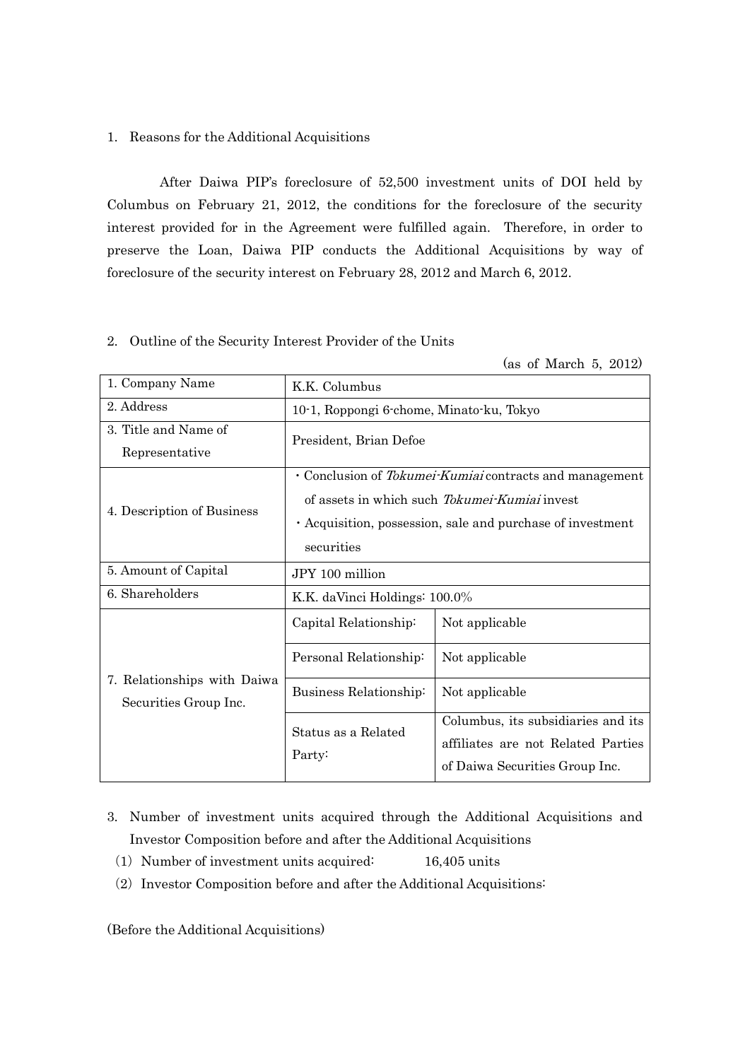1. Reasons for the Additional Acquisitions

After Daiwa PIP's foreclosure of 52,500 investment units of DOI held by Columbus on February 21, 2012, the conditions for the foreclosure of the security interest provided for in the Agreement were fulfilled again. Therefore, in order to preserve the Loan, Daiwa PIP conducts the Additional Acquisitions by way of foreclosure of the security interest on February 28, 2012 and March 6, 2012.

2. Outline of the Security Interest Provider of the Units

(as of March 5, 2012)

| | | |
|---|---|---|
| 1. Company Name | K.K. Columbus | |
| 2. Address | 10-1, Roppongi 6-chome, Minato-ku, Tokyo | |
| 3. Title and Name of Representative | President, Brian Defoe | |
| 4. Description of Business | ・Conclusion of *Tokumei-Kumiai* contracts and management of assets in which such *Tokumei-Kumiai* invest<br>・Acquisition, possession, sale and purchase of investment securities | |
| 5. Amount of Capital | JPY 100 million | |
| 6. Shareholders | K.K. daVinci Holdings: 100.0% | |
| 7. Relationships with Daiwa Securities Group Inc. | Capital Relationship: | Not applicable |
| | Personal Relationship: | Not applicable |
| | Business Relationship: | Not applicable |
| | Status as a Related Party: | Columbus, its subsidiaries and its affiliates are not Related Parties of Daiwa Securities Group Inc. |

3. Number of investment units acquired through the Additional Acquisitions and Investor Composition before and after the Additional Acquisitions

(1) Number of investment units acquired: 16,405 units

(2) Investor Composition before and after the Additional Acquisitions:

(Before the Additional Acquisitions)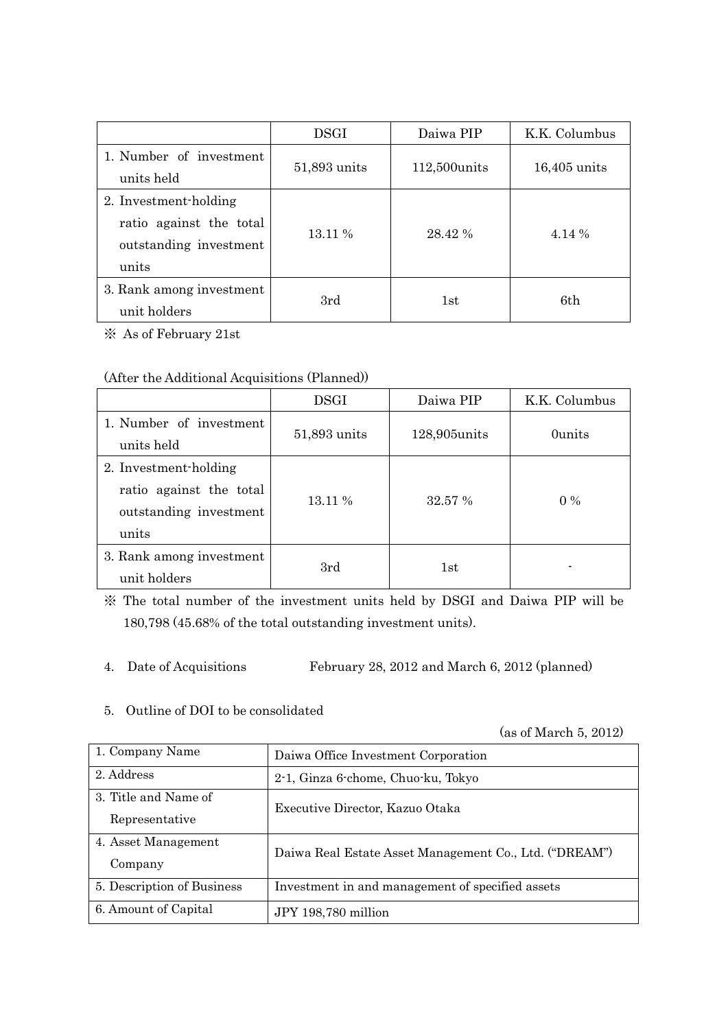| | DSGI | Daiwa PIP | K.K. Columbus |
|---|---|---|---|
| 1. Number of investment units held | 51,893 units | 112,500units | 16,405 units |
| 2. Investment-holding ratio against the total outstanding investment units | 13.11 % | 28.42 % | 4.14 % |
| 3. Rank among investment unit holders | 3rd | 1st | 6th |

※ As of February 21st

(After the Additional Acquisitions (Planned))

| | DSGI | Daiwa PIP | K.K. Columbus |
|---|---|---|---|
| 1. Number of investment units held | 51,893 units | 128,905units | 0units |
| 2. Investment-holding ratio against the total outstanding investment units | 13.11 % | 32.57 % | 0 % |
| 3. Rank among investment unit holders | 3rd | 1st | - |

※ The total number of the investment units held by DSGI and Daiwa PIP will be 180,798 (45.68% of the total outstanding investment units).

4. Date of Acquisitions February 28, 2012 and March 6, 2012 (planned)

5. Outline of DOI to be consolidated

(as of March 5, 2012)

| | |
|---|---|
| 1. Company Name | Daiwa Office Investment Corporation |
| 2. Address | 2-1, Ginza 6-chome, Chuo-ku, Tokyo |
| 3. Title and Name of Representative | Executive Director, Kazuo Otaka |
| 4. Asset Management Company | Daiwa Real Estate Asset Management Co., Ltd. ("DREAM") |
| 5. Description of Business | Investment in and management of specified assets |
| 6. Amount of Capital | JPY 198,780 million |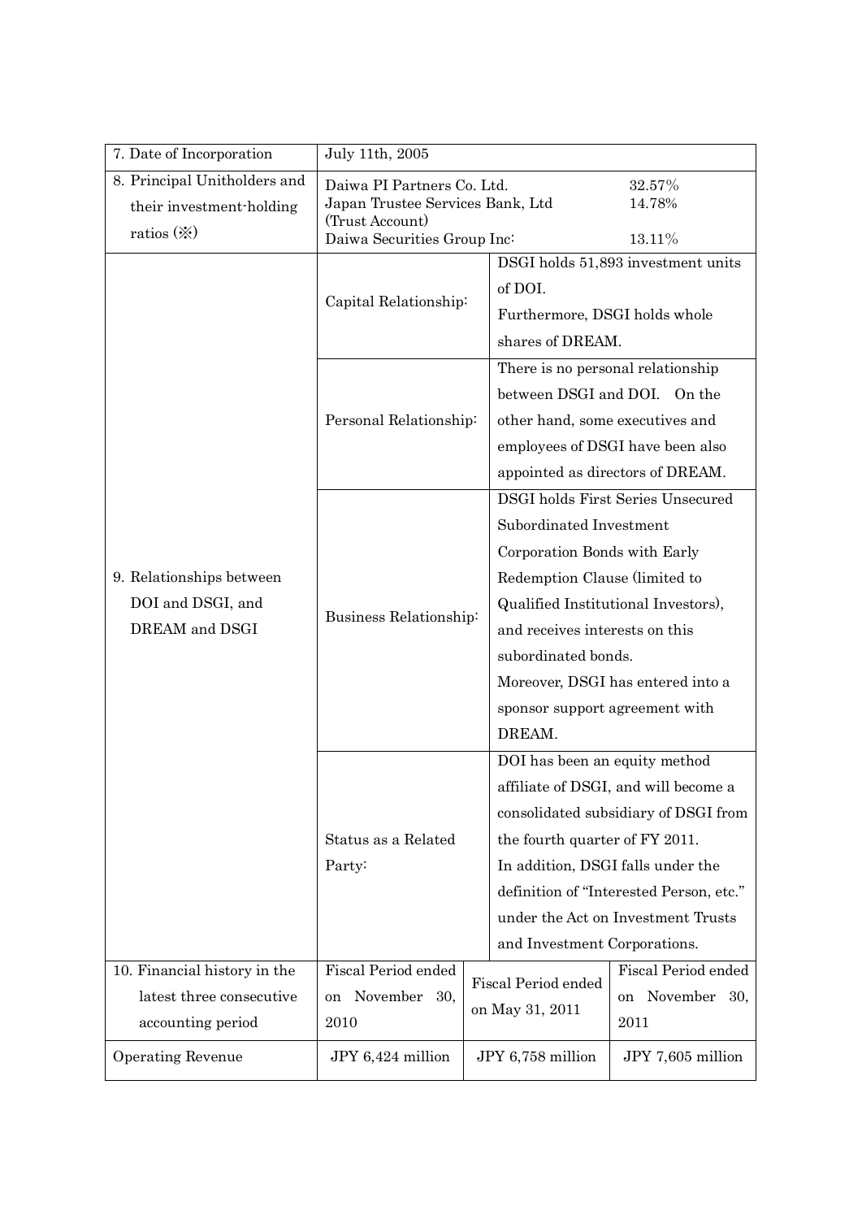| | | | |
|---|---|---|---|
| 7. Date of Incorporation | July 11th, 2005 | | |
| 8. Principal Unitholders and their investment-holding ratios (※) | Daiwa PI Partners Co. Ltd. 32.57%<br>Japan Trustee Services Bank, Ltd (Trust Account) 14.78%<br>Daiwa Securities Group Inc: 13.11% | | |
| 9. Relationships between DOI and DSGI, and DREAM and DSGI | Capital Relationship: | DSGI holds 51,893 investment units of DOI.<br>Furthermore, DSGI holds whole shares of DREAM. | |
| | Personal Relationship: | There is no personal relationship between DSGI and DOI. On the other hand, some executives and employees of DSGI have been also appointed as directors of DREAM. | |
| | Business Relationship: | DSGI holds First Series Unsecured Subordinated Investment Corporation Bonds with Early Redemption Clause (limited to Qualified Institutional Investors), and receives interests on this subordinated bonds.<br>Moreover, DSGI has entered into a sponsor support agreement with DREAM. | |
| | Status as a Related Party: | DOI has been an equity method affiliate of DSGI, and will become a consolidated subsidiary of DSGI from the fourth quarter of FY 2011.<br>In addition, DSGI falls under the definition of "Interested Person, etc." under the Act on Investment Trusts and Investment Corporations. | |
| 10. Financial history in the latest three consecutive accounting period | Fiscal Period ended on November 30, 2010 | Fiscal Period ended on May 31, 2011 | Fiscal Period ended on November 30, 2011 |
| Operating Revenue | JPY 6,424 million | JPY 6,758 million | JPY 7,605 million |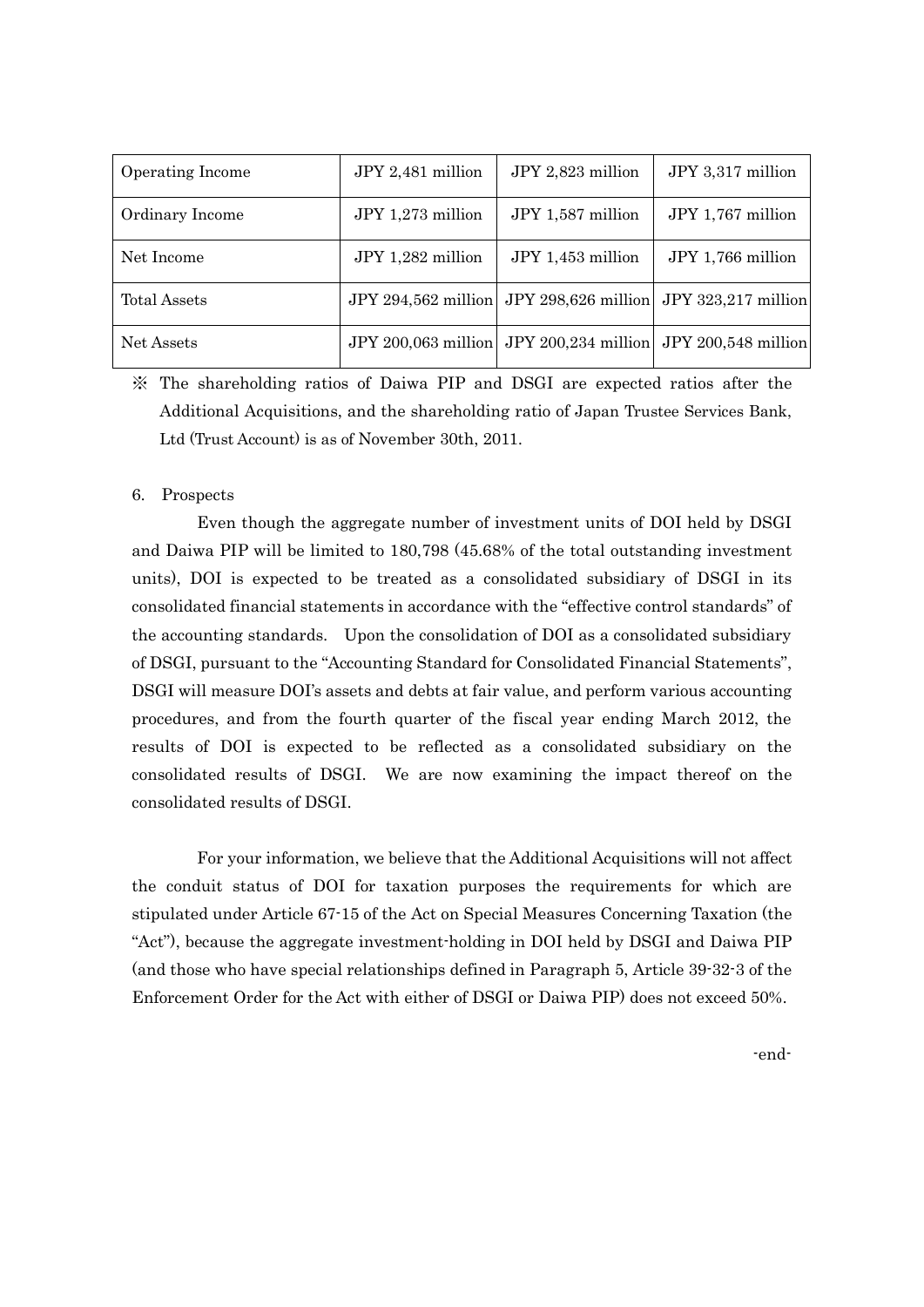| | | | |
|---|---|---|---|
| Operating Income | JPY 2,481 million | JPY 2,823 million | JPY 3,317 million |
| Ordinary Income | JPY 1,273 million | JPY 1,587 million | JPY 1,767 million |
| Net Income | JPY 1,282 million | JPY 1,453 million | JPY 1,766 million |
| Total Assets | JPY 294,562 million | JPY 298,626 million | JPY 323,217 million |
| Net Assets | JPY 200,063 million | JPY 200,234 million | JPY 200,548 million |

※ The shareholding ratios of Daiwa PIP and DSGI are expected ratios after the Additional Acquisitions, and the shareholding ratio of Japan Trustee Services Bank, Ltd (Trust Account) is as of November 30th, 2011.

6. Prospects

Even though the aggregate number of investment units of DOI held by DSGI and Daiwa PIP will be limited to 180,798 (45.68% of the total outstanding investment units), DOI is expected to be treated as a consolidated subsidiary of DSGI in its consolidated financial statements in accordance with the "effective control standards" of the accounting standards. Upon the consolidation of DOI as a consolidated subsidiary of DSGI, pursuant to the "Accounting Standard for Consolidated Financial Statements", DSGI will measure DOI's assets and debts at fair value, and perform various accounting procedures, and from the fourth quarter of the fiscal year ending March 2012, the results of DOI is expected to be reflected as a consolidated subsidiary on the consolidated results of DSGI. We are now examining the impact thereof on the consolidated results of DSGI.

For your information, we believe that the Additional Acquisitions will not affect the conduit status of DOI for taxation purposes the requirements for which are stipulated under Article 67-15 of the Act on Special Measures Concerning Taxation (the "Act"), because the aggregate investment-holding in DOI held by DSGI and Daiwa PIP (and those who have special relationships defined in Paragraph 5, Article 39-32-3 of the Enforcement Order for the Act with either of DSGI or Daiwa PIP) does not exceed 50%.

-end-